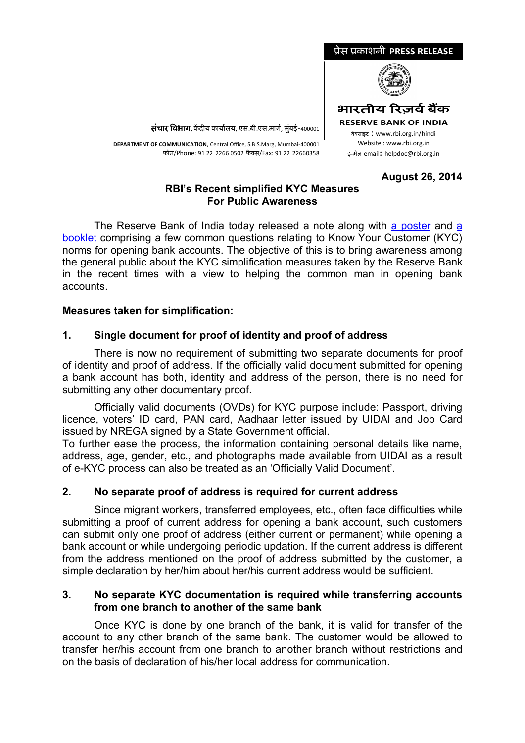प्रेस प्रकाशनी **PRESS RELEASE**

भारतीय रिज़र्व बैंक
**RESERVE BANK OF INDIA**
वेबसाइट : www.rbi.org.in/hindi
Website : www.rbi.org.in
इ-मेल email: helpdoc@rbi.org.in

**संचार विभाग,** केंद्रीय कार्यालय, एस.बी.एस.मार्ग, मुंबई-400001

**DEPARTMENT OF COMMUNICATION**, Central Office, S.B.S.Marg, Mumbai-400001
फोन/Phone: 91 22 2266 0502 फैक्स/Fax: 91 22 22660358

**August 26, 2014**

## RBI's Recent simplified KYC Measures For Public Awareness

The Reserve Bank of India today released a note along with a poster and a booklet comprising a few common questions relating to Know Your Customer (KYC) norms for opening bank accounts. The objective of this is to bring awareness among the general public about the KYC simplification measures taken by the Reserve Bank in the recent times with a view to helping the common man in opening bank accounts.

### Measures taken for simplification:

### 1. Single document for proof of identity and proof of address

There is now no requirement of submitting two separate documents for proof of identity and proof of address. If the officially valid document submitted for opening a bank account has both, identity and address of the person, there is no need for submitting any other documentary proof.

Officially valid documents (OVDs) for KYC purpose include: Passport, driving licence, voters' ID card, PAN card, Aadhaar letter issued by UIDAI and Job Card issued by NREGA signed by a State Government official.
To further ease the process, the information containing personal details like name, address, age, gender, etc., and photographs made available from UIDAI as a result of e-KYC process can also be treated as an 'Officially Valid Document'.

### 2. No separate proof of address is required for current address

Since migrant workers, transferred employees, etc., often face difficulties while submitting a proof of current address for opening a bank account, such customers can submit only one proof of address (either current or permanent) while opening a bank account or while undergoing periodic updation. If the current address is different from the address mentioned on the proof of address submitted by the customer, a simple declaration by her/him about her/his current address would be sufficient.

### 3. No separate KYC documentation is required while transferring accounts from one branch to another of the same bank

Once KYC is done by one branch of the bank, it is valid for transfer of the account to any other branch of the same bank. The customer would be allowed to transfer her/his account from one branch to another branch without restrictions and on the basis of declaration of his/her local address for communication.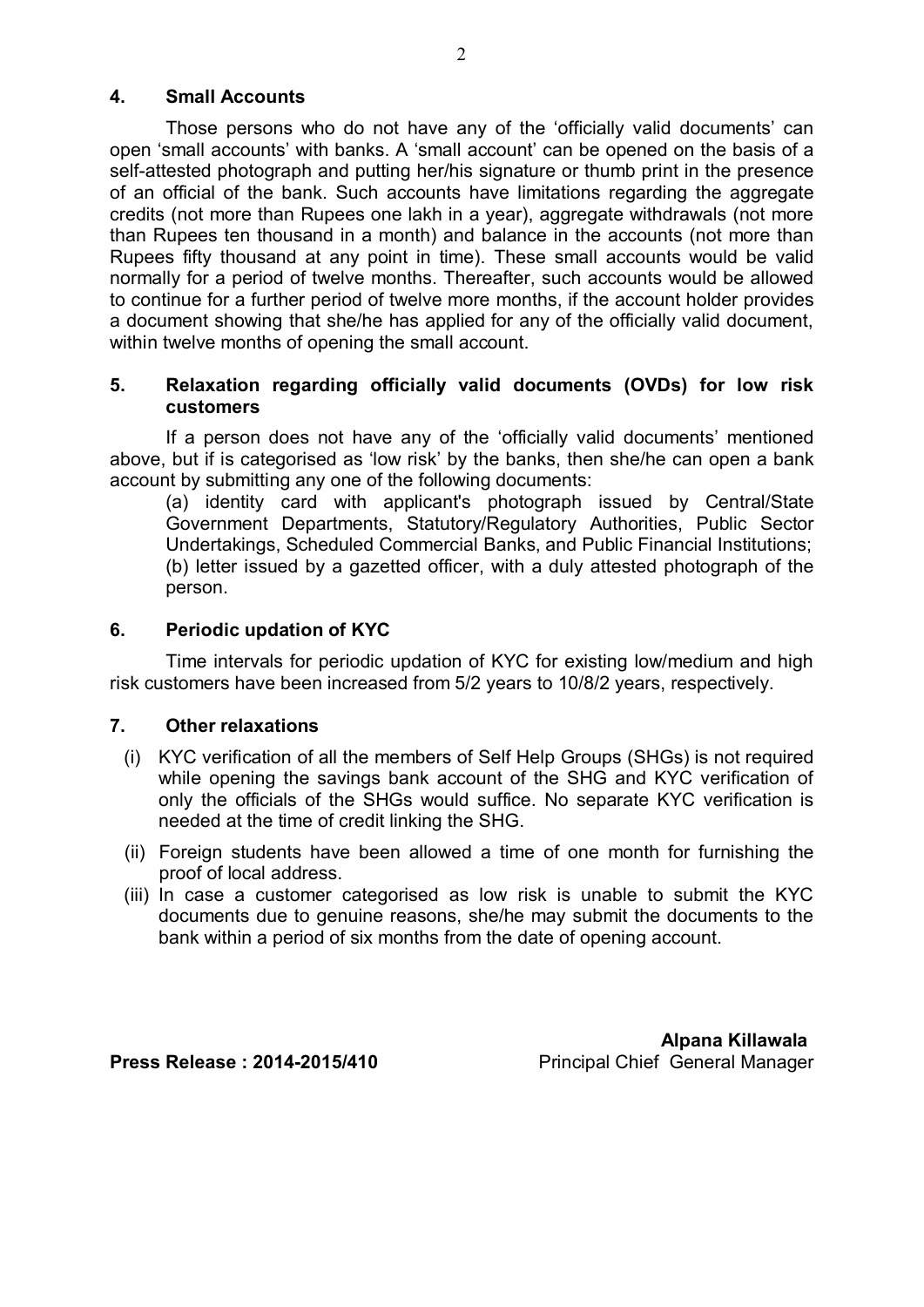## 4. Small Accounts

Those persons who do not have any of the 'officially valid documents' can open 'small accounts' with banks. A 'small account' can be opened on the basis of a self-attested photograph and putting her/his signature or thumb print in the presence of an official of the bank. Such accounts have limitations regarding the aggregate credits (not more than Rupees one lakh in a year), aggregate withdrawals (not more than Rupees ten thousand in a month) and balance in the accounts (not more than Rupees fifty thousand at any point in time). These small accounts would be valid normally for a period of twelve months. Thereafter, such accounts would be allowed to continue for a further period of twelve more months, if the account holder provides a document showing that she/he has applied for any of the officially valid document, within twelve months of opening the small account.

## 5. Relaxation regarding officially valid documents (OVDs) for low risk customers

If a person does not have any of the 'officially valid documents' mentioned above, but if is categorised as 'low risk' by the banks, then she/he can open a bank account by submitting any one of the following documents:

(a) identity card with applicant's photograph issued by Central/State Government Departments, Statutory/Regulatory Authorities, Public Sector Undertakings, Scheduled Commercial Banks, and Public Financial Institutions;
(b) letter issued by a gazetted officer, with a duly attested photograph of the person.

## 6. Periodic updation of KYC

Time intervals for periodic updation of KYC for existing low/medium and high risk customers have been increased from 5/2 years to 10/8/2 years, respectively.

## 7. Other relaxations

(i) KYC verification of all the members of Self Help Groups (SHGs) is not required while opening the savings bank account of the SHG and KYC verification of only the officials of the SHGs would suffice. No separate KYC verification is needed at the time of credit linking the SHG.

(ii) Foreign students have been allowed a time of one month for furnishing the proof of local address.

(iii) In case a customer categorised as low risk is unable to submit the KYC documents due to genuine reasons, she/he may submit the documents to the bank within a period of six months from the date of opening account.

**Alpana Killawala**
Principal Chief General Manager

**Press Release : 2014-2015/410**